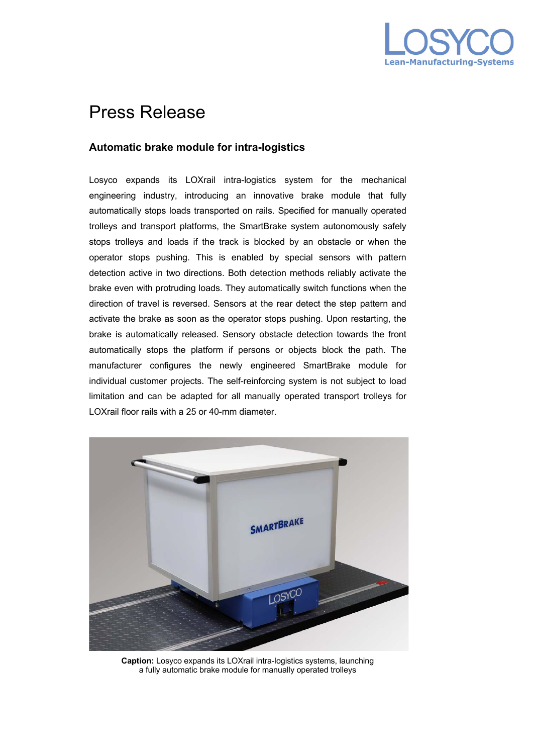# Press Release

## Automatic brake module for intra-logistics

Losyco expands its LOXrail intra-logistics system for the mechanical engineering industry, introducing an innovative brake module that fully automatically stops loads transported on rails. Specified for manually operated trolleys and transport platforms, the SmartBrake system autonomously safely stops trolleys and loads if the track is blocked by an obstacle or when the operator stops pushing. This is enabled by special sensors with pattern detection active in two directions. Both detection methods reliably activate the brake even with protruding loads. They automatically switch functions when the direction of travel is reversed. Sensors at the rear detect the step pattern and activate the brake as soon as the operator stops pushing. Upon restarting, the brake is automatically released. Sensory obstacle detection towards the front automatically stops the platform if persons or objects block the path. The manufacturer configures the newly engineered SmartBrake module for individual customer projects. The self-reinforcing system is not subject to load limitation and can be adapted for all manually operated transport trolleys for LOXrail floor rails with a 25 or 40-mm diameter.

**Caption:** Losyco expands its LOXrail intra-logistics systems, launching a fully automatic brake module for manually operated trolleys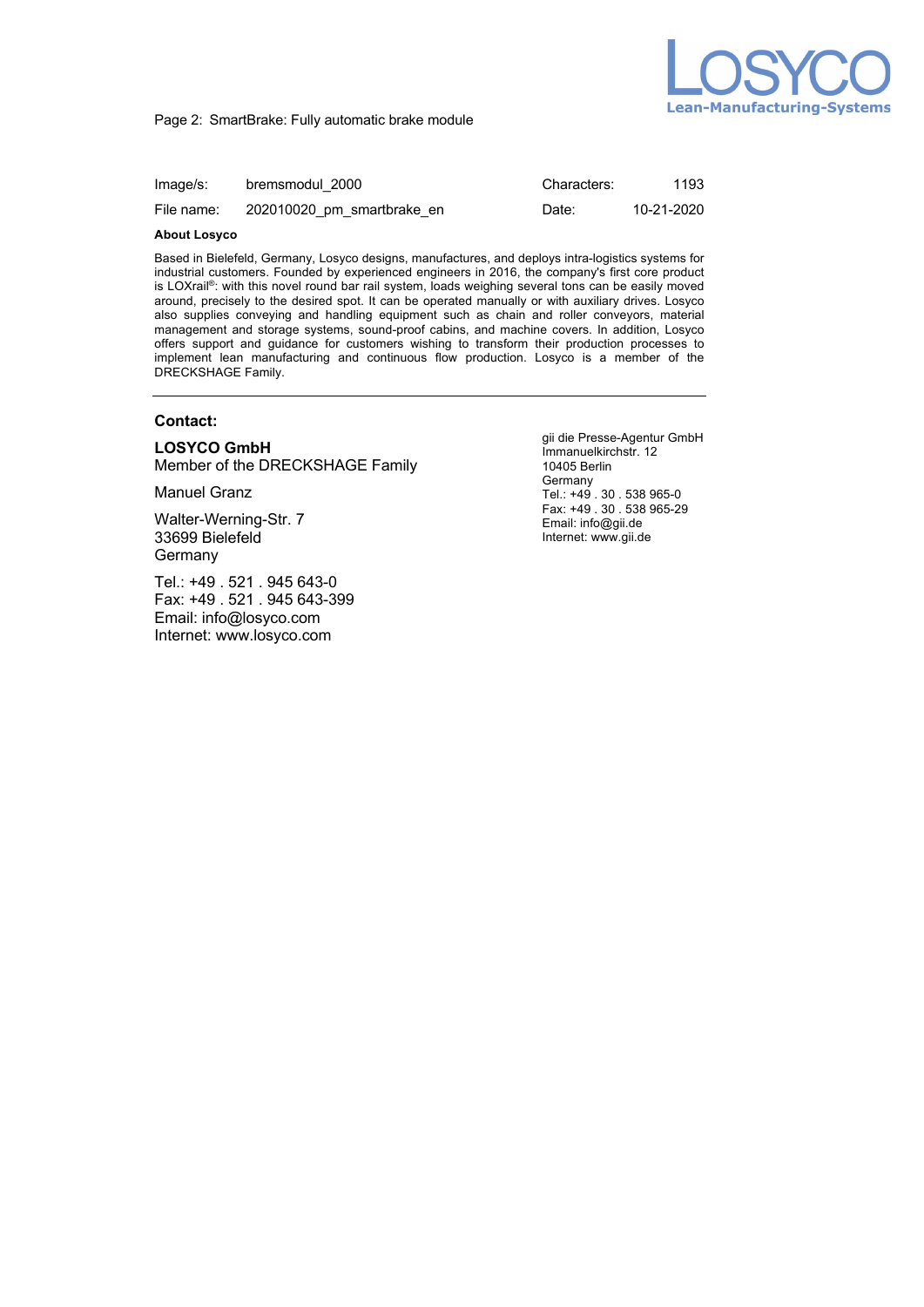| | | | |
|---|---|---|---|
| Image/s: | bremsmodul_2000 | Characters: | 1193 |
| File name: | 202010020_pm_smartbrake_en | Date: | 10-21-2020 |

**About Losyco**

Based in Bielefeld, Germany, Losyco designs, manufactures, and deploys intra-logistics systems for industrial customers. Founded by experienced engineers in 2016, the company's first core product is LOXrail®: with this novel round bar rail system, loads weighing several tons can be easily moved around, precisely to the desired spot. It can be operated manually or with auxiliary drives. Losyco also supplies conveying and handling equipment such as chain and roller conveyors, material management and storage systems, sound-proof cabins, and machine covers. In addition, Losyco offers support and guidance for customers wishing to transform their production processes to implement lean manufacturing and continuous flow production. Losyco is a member of the DRECKSHAGE Family.

---

**Contact:**

**LOSYCO GmbH**
Member of the DRECKSHAGE Family

Manuel Granz

Walter-Werning-Str. 7
33699 Bielefeld
Germany

Tel.: +49 . 521 . 945 643-0
Fax: +49 . 521 . 945 643-399
Email: info@losyco.com
Internet: www.losyco.com

gii die Presse-Agentur GmbH
Immanuelkirchstr. 12
10405 Berlin
Germany
Tel.: +49 . 30 . 538 965-0
Fax: +49 . 30 . 538 965-29
Email: info@gii.de
Internet: www.gii.de